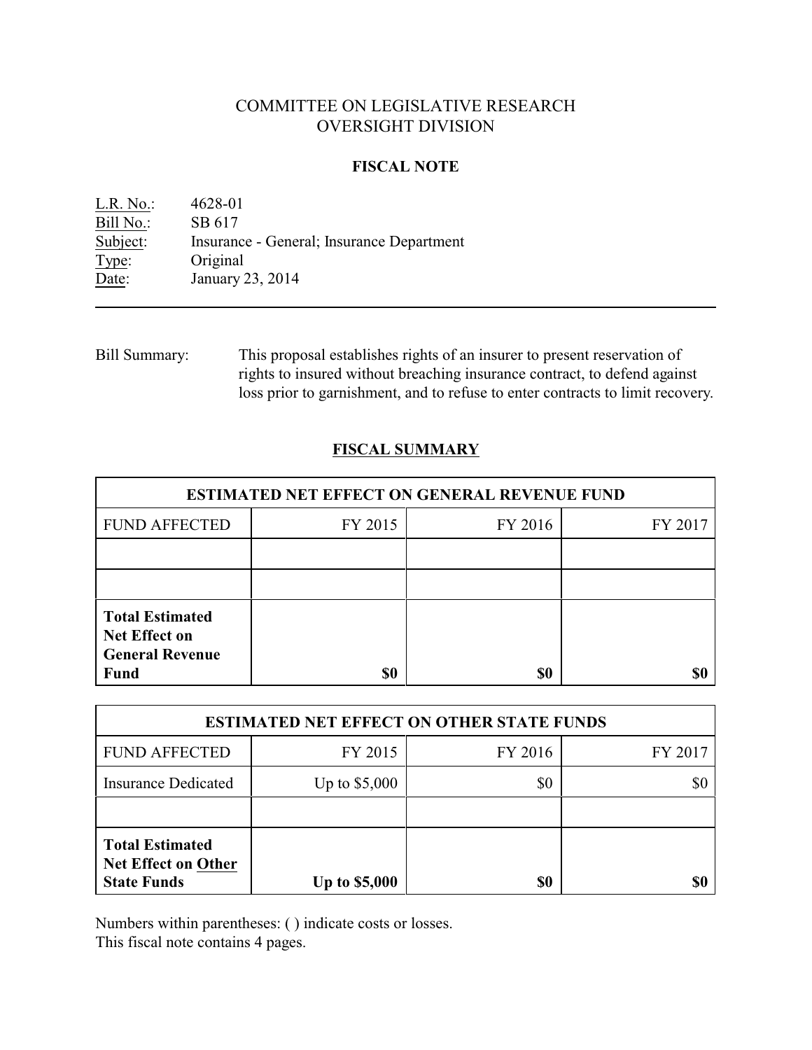# COMMITTEE ON LEGISLATIVE RESEARCH
# OVERSIGHT DIVISION

## FISCAL NOTE

L.R. No.: 4628-01
Bill No.: SB 617
Subject: Insurance - General; Insurance Department
Type: Original
Date: January 23, 2014

---

Bill Summary: This proposal establishes rights of an insurer to present reservation of rights to insured without breaching insurance contract, to defend against loss prior to garnishment, and to refuse to enter contracts to limit recovery.

## FISCAL SUMMARY

| ESTIMATED NET EFFECT ON GENERAL REVENUE FUND | | | |
|---|---|---|---|
| FUND AFFECTED | FY 2015 | FY 2016 | FY 2017 |
| | | | |
| | | | |
| **Total Estimated Net Effect on General Revenue Fund** | **$0** | **$0** | **$0** |

| ESTIMATED NET EFFECT ON OTHER STATE FUNDS | | | |
|---|---|---|---|
| FUND AFFECTED | FY 2015 | FY 2016 | FY 2017 |
| Insurance Dedicated | Up to $5,000 | $0 | $0 |
| | | | |
| **Total Estimated Net Effect on Other State Funds** | **Up to $5,000** | **$0** | **$0** |

Numbers within parentheses: ( ) indicate costs or losses.
This fiscal note contains 4 pages.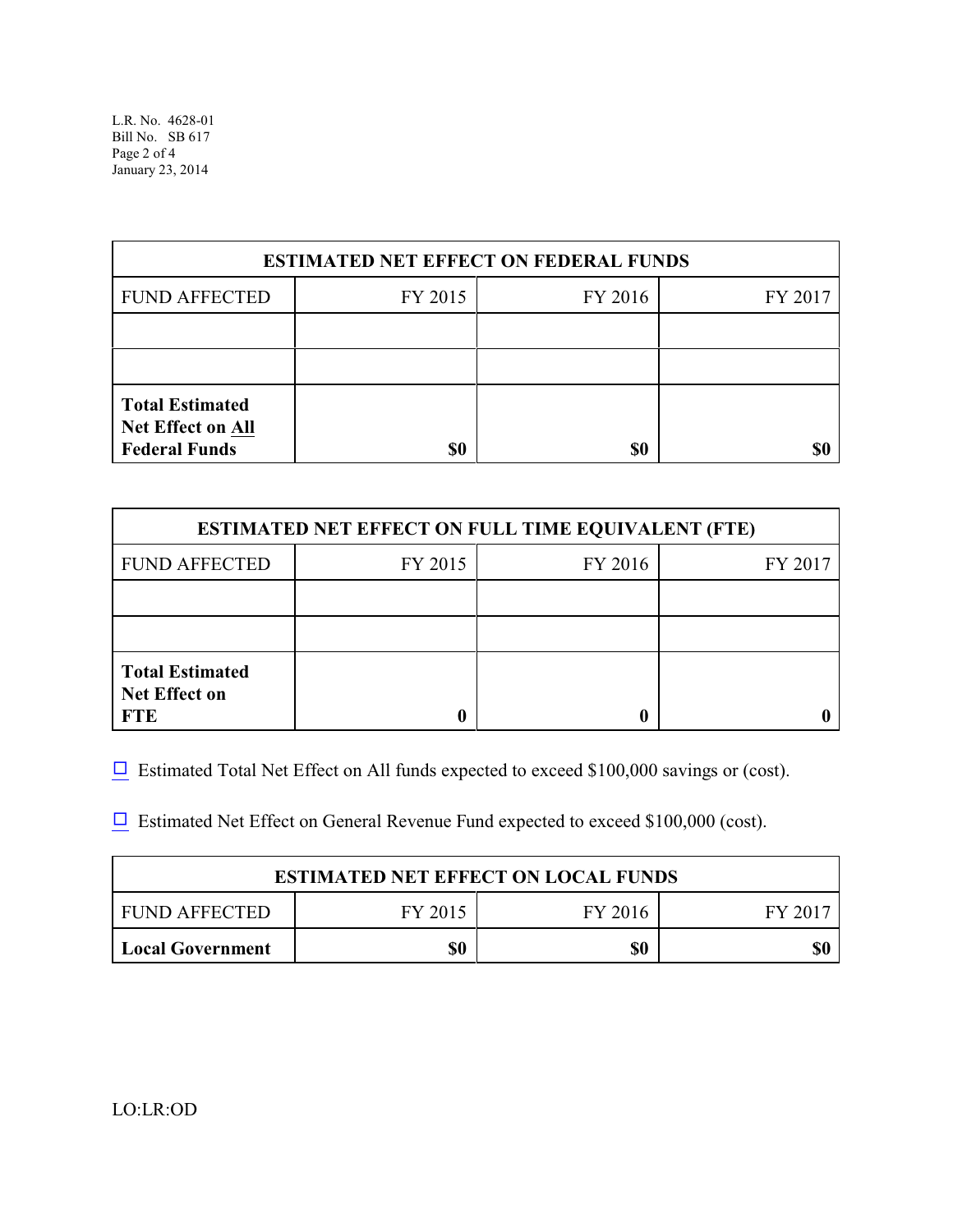| ESTIMATED NET EFFECT ON FEDERAL FUNDS | | | |
|---|---|---|---|
| FUND AFFECTED | FY 2015 | FY 2016 | FY 2017 |
| | | | |
| | | | |
| **Total Estimated Net Effect on All Federal Funds** | **$0** | **$0** | **$0** |

| ESTIMATED NET EFFECT ON FULL TIME EQUIVALENT (FTE) | | | |
|---|---|---|---|
| FUND AFFECTED | FY 2015 | FY 2016 | FY 2017 |
| | | | |
| | | | |
| **Total Estimated Net Effect on FTE** | **0** | **0** | **0** |

☐ Estimated Total Net Effect on All funds expected to exceed $100,000 savings or (cost).

☐ Estimated Net Effect on General Revenue Fund expected to exceed $100,000 (cost).

| ESTIMATED NET EFFECT ON LOCAL FUNDS | | | |
|---|---|---|---|
| FUND AFFECTED | FY 2015 | FY 2016 | FY 2017 |
| **Local Government** | **$0** | **$0** | **$0** |

LO:LR:OD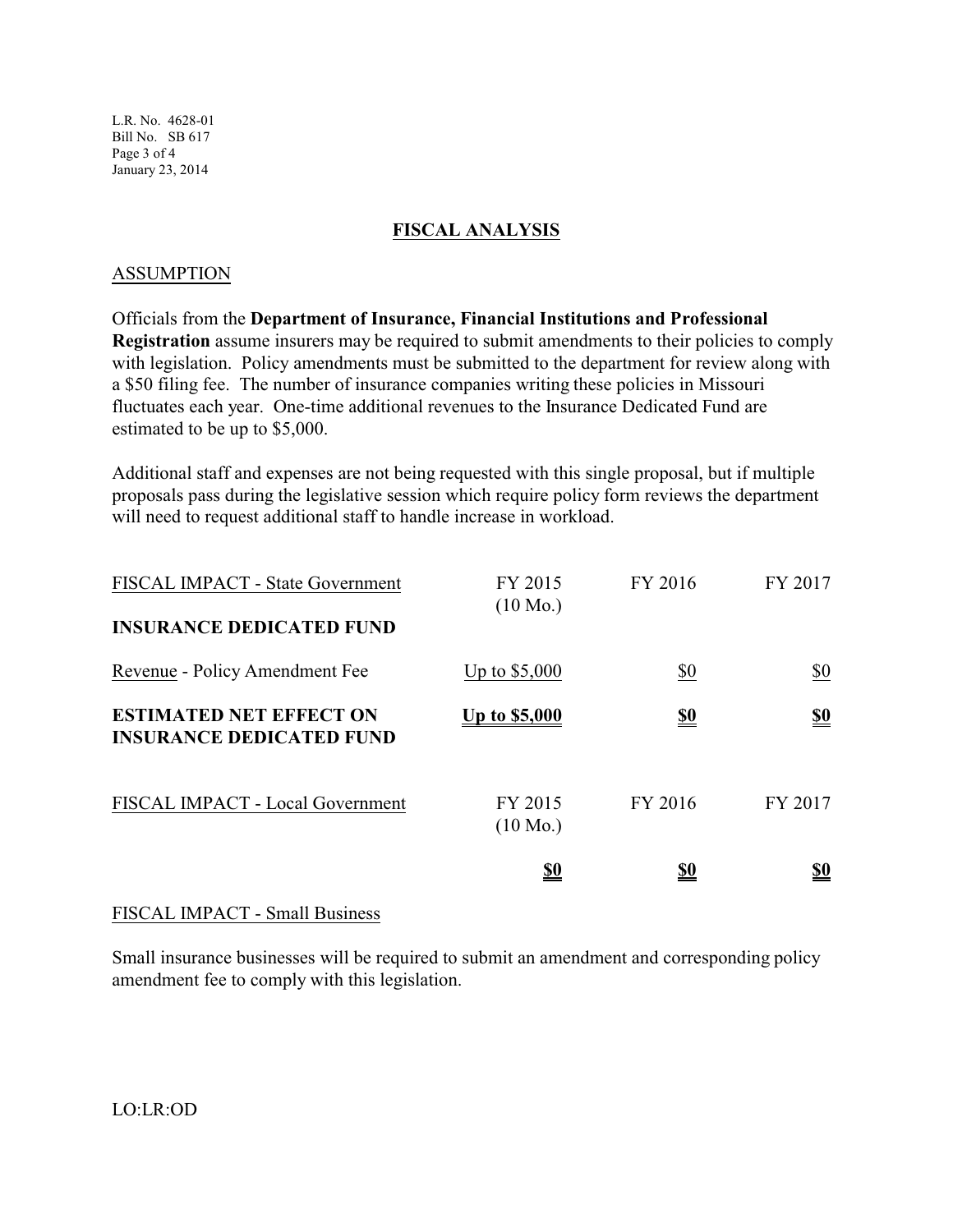## FISCAL ANALYSIS

### ASSUMPTION

Officials from the **Department of Insurance, Financial Institutions and Professional Registration** assume insurers may be required to submit amendments to their policies to comply with legislation. Policy amendments must be submitted to the department for review along with a $50 filing fee. The number of insurance companies writing these policies in Missouri fluctuates each year. One-time additional revenues to the Insurance Dedicated Fund are estimated to be up to $5,000.

Additional staff and expenses are not being requested with this single proposal, but if multiple proposals pass during the legislative session which require policy form reviews the department will need to request additional staff to handle increase in workload.

| FISCAL IMPACT - State Government | FY 2015 (10 Mo.) | FY 2016 | FY 2017 |
|---|---|---|---|
| **INSURANCE DEDICATED FUND** | | | |
| Revenue - Policy Amendment Fee | Up to $5,000 | $0 | $0 |
| **ESTIMATED NET EFFECT ON INSURANCE DEDICATED FUND** | **Up to $5,000** | **$0** | **$0** |

| FISCAL IMPACT - Local Government | FY 2015 (10 Mo.) | FY 2016 | FY 2017 |
|---|---|---|---|
| | **$0** | **$0** | **$0** |

### FISCAL IMPACT - Small Business

Small insurance businesses will be required to submit an amendment and corresponding policy amendment fee to comply with this legislation.

LO:LR:OD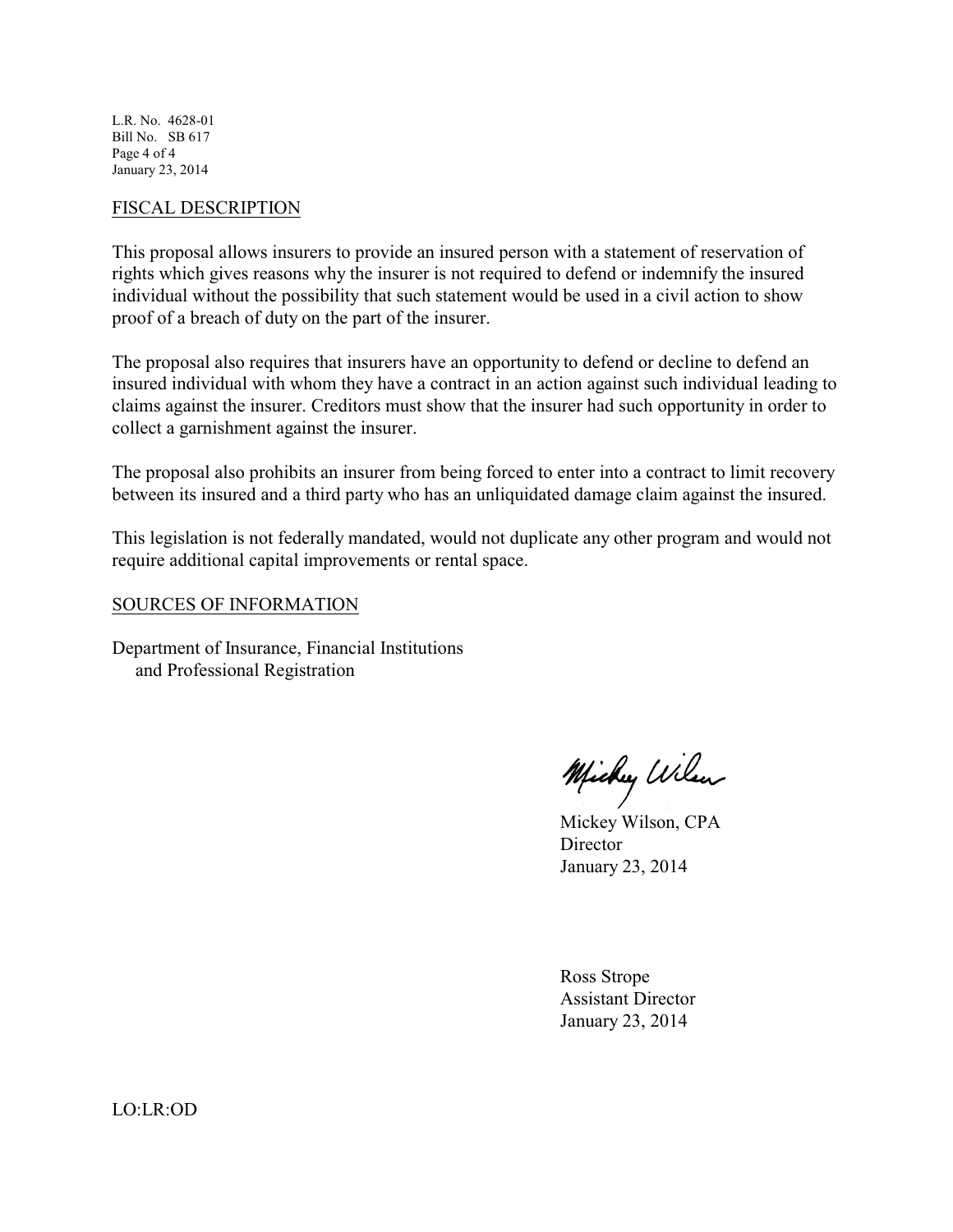## FISCAL DESCRIPTION

This proposal allows insurers to provide an insured person with a statement of reservation of rights which gives reasons why the insurer is not required to defend or indemnify the insured individual without the possibility that such statement would be used in a civil action to show proof of a breach of duty on the part of the insurer.

The proposal also requires that insurers have an opportunity to defend or decline to defend an insured individual with whom they have a contract in an action against such individual leading to claims against the insurer. Creditors must show that the insurer had such opportunity in order to collect a garnishment against the insurer.

The proposal also prohibits an insurer from being forced to enter into a contract to limit recovery between its insured and a third party who has an unliquidated damage claim against the insured.

This legislation is not federally mandated, would not duplicate any other program and would not require additional capital improvements or rental space.

## SOURCES OF INFORMATION

Department of Insurance, Financial Institutions and Professional Registration

Mickey Wilson, CPA
Director
January 23, 2014

Ross Strope
Assistant Director
January 23, 2014

LO:LR:OD